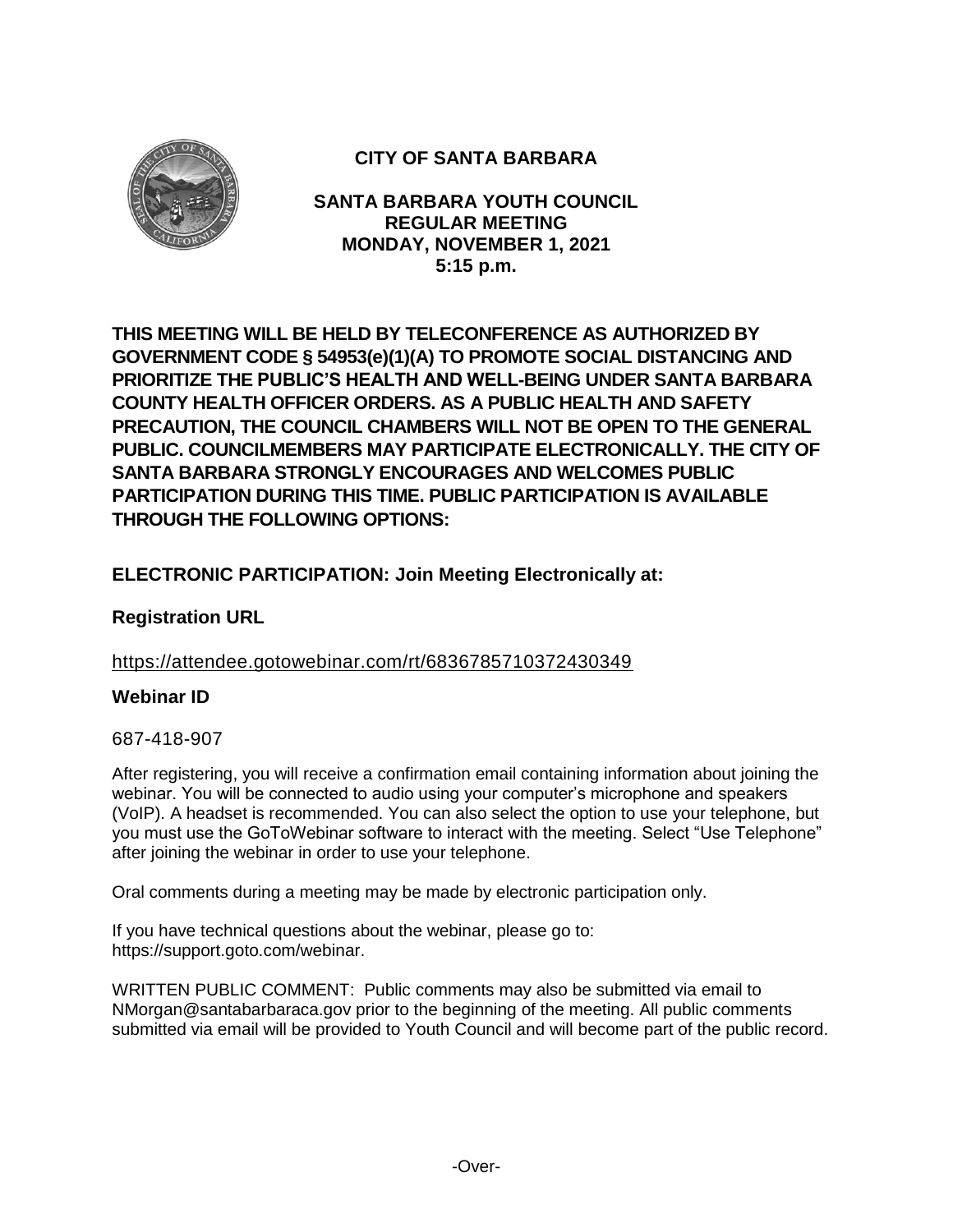# CITY OF SANTA BARBARA

## SANTA BARBARA YOUTH COUNCIL
## REGULAR MEETING
## MONDAY, NOVEMBER 1, 2021
## 5:15 p.m.

**THIS MEETING WILL BE HELD BY TELECONFERENCE AS AUTHORIZED BY GOVERNMENT CODE § 54953(e)(1)(A) TO PROMOTE SOCIAL DISTANCING AND PRIORITIZE THE PUBLIC'S HEALTH AND WELL-BEING UNDER SANTA BARBARA COUNTY HEALTH OFFICER ORDERS. AS A PUBLIC HEALTH AND SAFETY PRECAUTION, THE COUNCIL CHAMBERS WILL NOT BE OPEN TO THE GENERAL PUBLIC. COUNCILMEMBERS MAY PARTICIPATE ELECTRONICALLY. THE CITY OF SANTA BARBARA STRONGLY ENCOURAGES AND WELCOMES PUBLIC PARTICIPATION DURING THIS TIME. PUBLIC PARTICIPATION IS AVAILABLE THROUGH THE FOLLOWING OPTIONS:**

### ELECTRONIC PARTICIPATION: Join Meeting Electronically at:

### Registration URL

https://attendee.gotowebinar.com/rt/6836785710372430349

### Webinar ID

687-418-907

After registering, you will receive a confirmation email containing information about joining the webinar. You will be connected to audio using your computer's microphone and speakers (VoIP). A headset is recommended. You can also select the option to use your telephone, but you must use the GoToWebinar software to interact with the meeting. Select "Use Telephone" after joining the webinar in order to use your telephone.

Oral comments during a meeting may be made by electronic participation only.

If you have technical questions about the webinar, please go to: https://support.goto.com/webinar.

WRITTEN PUBLIC COMMENT: Public comments may also be submitted via email to NMorgan@santabarbaraca.gov prior to the beginning of the meeting. All public comments submitted via email will be provided to Youth Council and will become part of the public record.

-Over-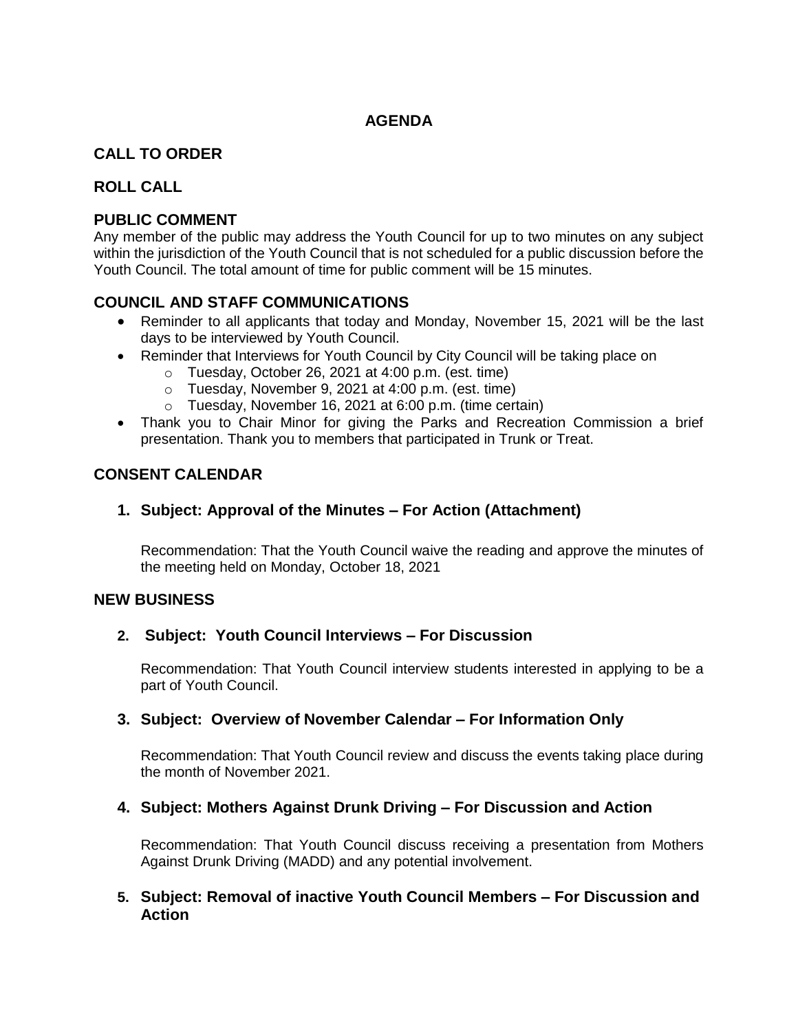## AGENDA

### CALL TO ORDER

### ROLL CALL

### PUBLIC COMMENT

Any member of the public may address the Youth Council for up to two minutes on any subject within the jurisdiction of the Youth Council that is not scheduled for a public discussion before the Youth Council. The total amount of time for public comment will be 15 minutes.

### COUNCIL AND STAFF COMMUNICATIONS

- Reminder to all applicants that today and Monday, November 15, 2021 will be the last days to be interviewed by Youth Council.
- Reminder that Interviews for Youth Council by City Council will be taking place on
  - Tuesday, October 26, 2021 at 4:00 p.m. (est. time)
  - Tuesday, November 9, 2021 at 4:00 p.m. (est. time)
  - Tuesday, November 16, 2021 at 6:00 p.m. (time certain)
- Thank you to Chair Minor for giving the Parks and Recreation Commission a brief presentation. Thank you to members that participated in Trunk or Treat.

### CONSENT CALENDAR

**1. Subject: Approval of the Minutes – For Action (Attachment)**

Recommendation: That the Youth Council waive the reading and approve the minutes of the meeting held on Monday, October 18, 2021

### NEW BUSINESS

**2. Subject: Youth Council Interviews – For Discussion**

Recommendation: That Youth Council interview students interested in applying to be a part of Youth Council.

**3. Subject: Overview of November Calendar – For Information Only**

Recommendation: That Youth Council review and discuss the events taking place during the month of November 2021.

**4. Subject: Mothers Against Drunk Driving – For Discussion and Action**

Recommendation: That Youth Council discuss receiving a presentation from Mothers Against Drunk Driving (MADD) and any potential involvement.

**5. Subject: Removal of inactive Youth Council Members – For Discussion and Action**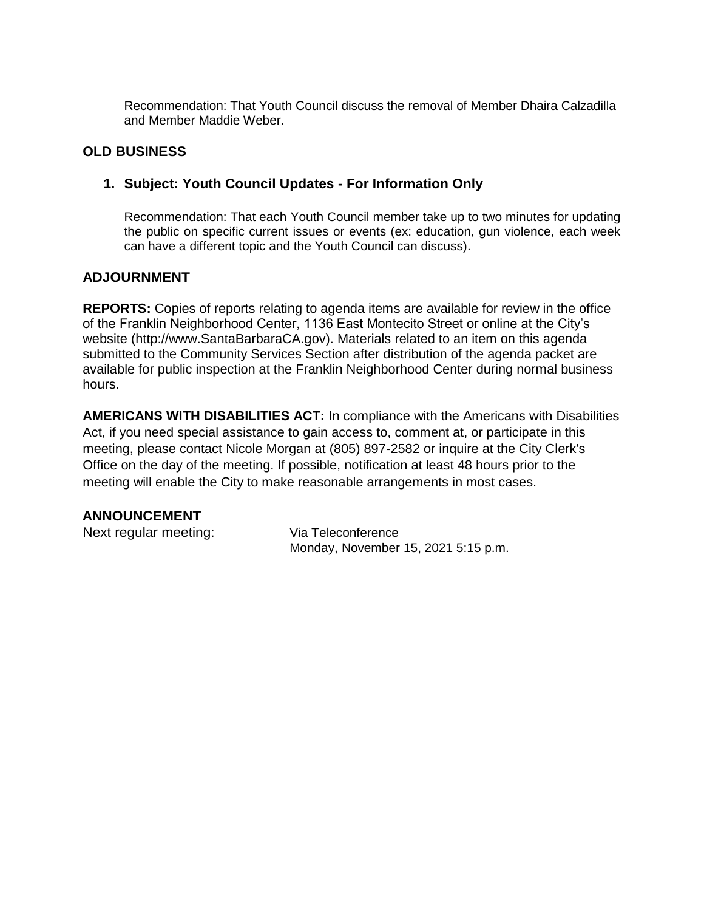Recommendation: That Youth Council discuss the removal of Member Dhaira Calzadilla and Member Maddie Weber.

## OLD BUSINESS

### 1. Subject: Youth Council Updates - For Information Only

Recommendation: That each Youth Council member take up to two minutes for updating the public on specific current issues or events (ex: education, gun violence, each week can have a different topic and the Youth Council can discuss).

## ADJOURNMENT

**REPORTS:** Copies of reports relating to agenda items are available for review in the office of the Franklin Neighborhood Center, 1136 East Montecito Street or online at the City's website (http://www.SantaBarbaraCA.gov). Materials related to an item on this agenda submitted to the Community Services Section after distribution of the agenda packet are available for public inspection at the Franklin Neighborhood Center during normal business hours.

**AMERICANS WITH DISABILITIES ACT:** In compliance with the Americans with Disabilities Act, if you need special assistance to gain access to, comment at, or participate in this meeting, please contact Nicole Morgan at (805) 897-2582 or inquire at the City Clerk's Office on the day of the meeting. If possible, notification at least 48 hours prior to the meeting will enable the City to make reasonable arrangements in most cases.

## ANNOUNCEMENT

Next regular meeting: Via Teleconference
Monday, November 15, 2021 5:15 p.m.